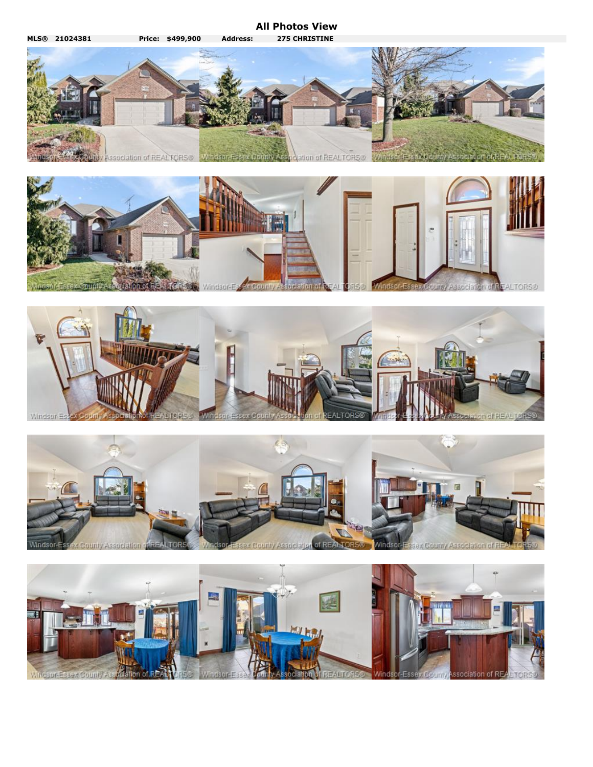# All Photos View

**MLS® 21024381** **Price: $499,900** **Address: 275 CHRISTINE**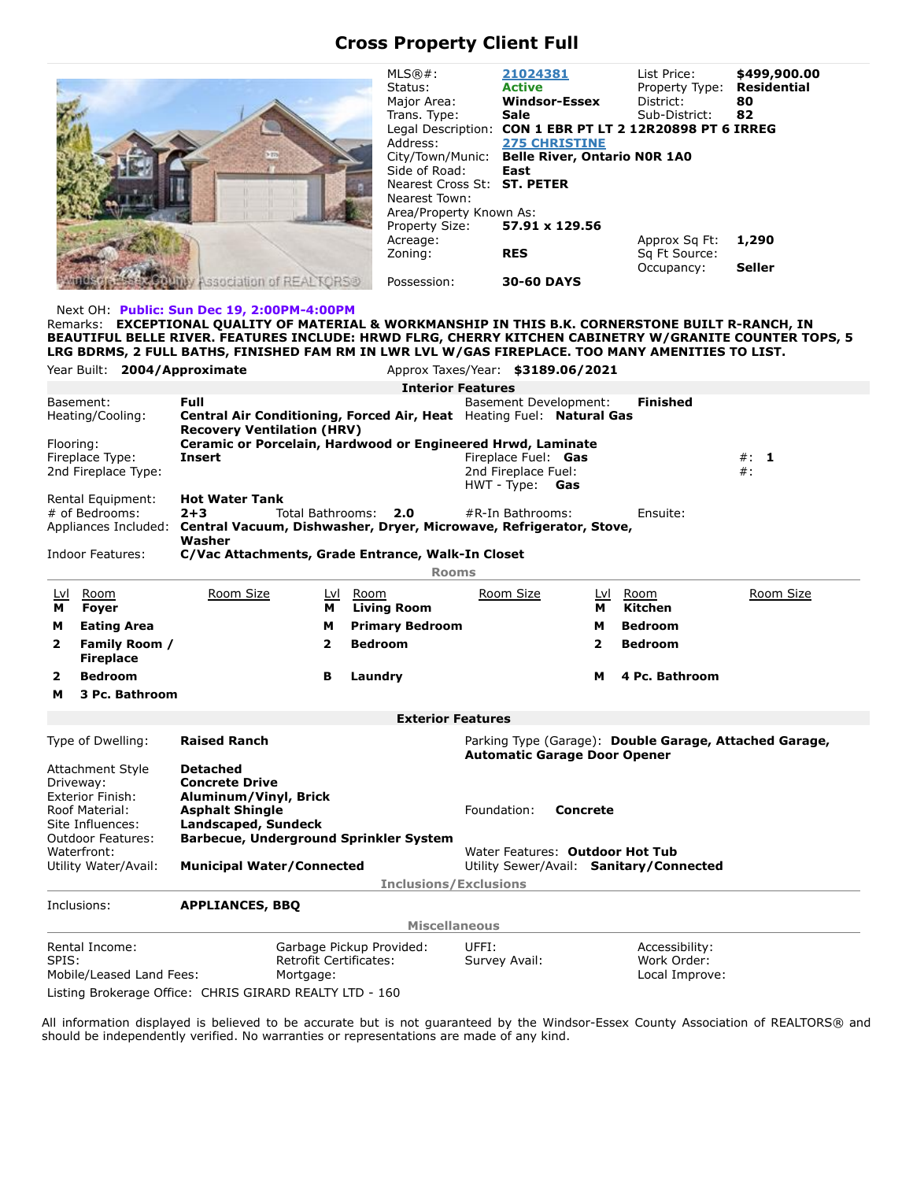# Cross Property Client Full

| | | | |
|---|---|---|---|
| MLS®#: | 21024381 | List Price: | $499,900.00 |
| Status: | Active | Property Type: | Residential |
| Major Area: | Windsor-Essex | District: | 80 |
| Trans. Type: | Sale | Sub-District: | 82 |
| Legal Description: | CON 1 EBR PT LT 2 12R20898 PT 6 IRREG | | |
| Address: | 275 CHRISTINE | | |
| City/Town/Munic: | Belle River, Ontario N0R 1A0 | | |
| Side of Road: | East | | |
| Nearest Cross St: | ST. PETER | | |
| Nearest Town: | | | |
| Area/Property Known As: | | | |
| Property Size: | 57.91 x 129.56 | | |
| Acreage: | | Approx Sq Ft: | 1,290 |
| Zoning: | RES | Sq Ft Source: | |
| | | Occupancy: | Seller |
| Possession: | 30-60 DAYS | | |

Windsor-Essex County Association of REALTORS®

Next OH: **Public: Sun Dec 19, 2:00PM-4:00PM**

Remarks: **EXCEPTIONAL QUALITY OF MATERIAL & WORKMANSHIP IN THIS B.K. CORNERSTONE BUILT R-RANCH, IN BEAUTIFUL BELLE RIVER. FEATURES INCLUDE: HRWD FLRG, CHERRY KITCHEN CABINETRY W/GRANITE COUNTER TOPS, 5 LRG BDRMS, 2 FULL BATHS, FINISHED FAM RM IN LWR LVL W/GAS FIREPLACE. TOO MANY AMENITIES TO LIST.**

Year Built: **2004/Approximate** Approx Taxes/Year: **$3189.06/2021**

## Interior Features

| | | | | | |
|---|---|---|---|---|---|
| Basement: | Full | Basement Development: | Finished | | |
| Heating/Cooling: | Central Air Conditioning, Forced Air, Heat Recovery Ventilation (HRV) | Heating Fuel: | Natural Gas | | |
| Flooring: | Ceramic or Porcelain, Hardwood or Engineered Hrwd, Laminate | | | | |
| Fireplace Type: | Insert | Fireplace Fuel: | Gas | #: | 1 |
| 2nd Fireplace Type: | | 2nd Fireplace Fuel: | | #: | |
| | | HWT - Type: | Gas | | |
| Rental Equipment: | Hot Water Tank | | | | |
| # of Bedrooms: | 2+3 | Total Bathrooms: 2.0 | #R-In Bathrooms: | Ensuite: | |
| Appliances Included: | Central Vacuum, Dishwasher, Dryer, Microwave, Refrigerator, Stove, Washer | | | | |
| Indoor Features: | C/Vac Attachments, Grade Entrance, Walk-In Closet | | | | |

## Rooms

| Lvl | Room | Room Size | Lvl | Room | Room Size | Lvl | Room | Room Size |
|---|---|---|---|---|---|---|---|---|
| M | Foyer | | M | Living Room | | M | Kitchen | |
| M | Eating Area | | M | Primary Bedroom | | M | Bedroom | |
| 2 | Family Room / Fireplace | | 2 | Bedroom | | 2 | Bedroom | |
| 2 | Bedroom | | B | Laundry | | M | 4 Pc. Bathroom | |
| M | 3 Pc. Bathroom | | | | | | | |

## Exterior Features

| | | | |
|---|---|---|---|
| Type of Dwelling: | Raised Ranch | Parking Type (Garage): | Double Garage, Attached Garage, Automatic Garage Door Opener |
| Attachment Style | Detached | | |
| Driveway: | Concrete Drive | | |
| Exterior Finish: | Aluminum/Vinyl, Brick | | |
| Roof Material: | Asphalt Shingle | Foundation: | Concrete |
| Site Influences: | Landscaped, Sundeck | | |
| Outdoor Features: | Barbecue, Underground Sprinkler System | | |
| Waterfront: | | Water Features: | Outdoor Hot Tub |
| Utility Water/Avail: | Municipal Water/Connected | Utility Sewer/Avail: | Sanitary/Connected |

## Inclusions/Exclusions

Inclusions: **APPLIANCES, BBQ**

## Miscellaneous

| | | | |
|---|---|---|---|
| Rental Income: | Garbage Pickup Provided: | UFFI: | Accessibility: |
| SPIS: | Retrofit Certificates: | Survey Avail: | Work Order: |
| Mobile/Leased Land Fees: | Mortgage: | | Local Improve: |

Listing Brokerage Office: CHRIS GIRARD REALTY LTD - 160

All information displayed is believed to be accurate but is not guaranteed by the Windsor-Essex County Association of REALTORS® and should be independently verified. No warranties or representations are made of any kind.